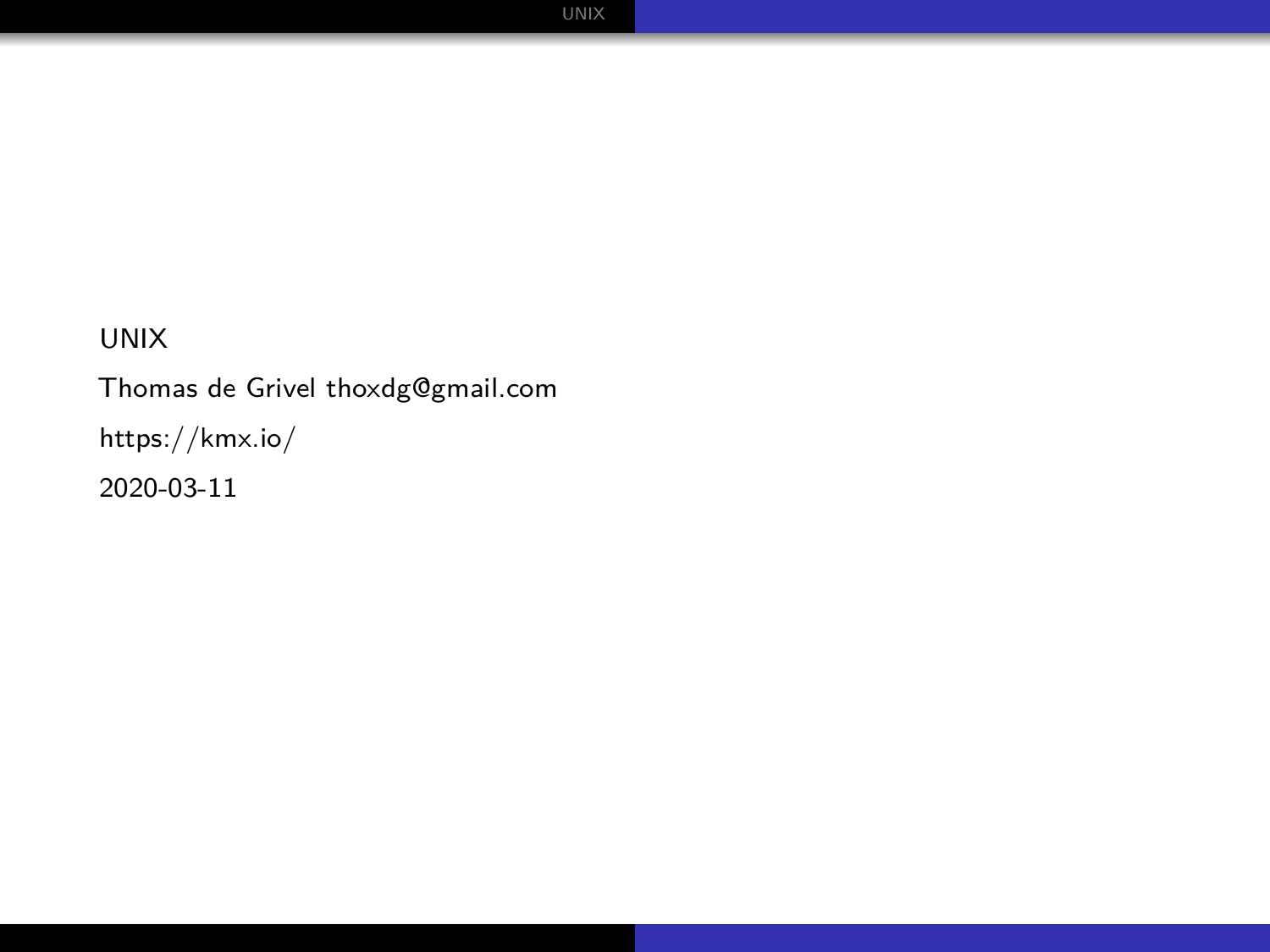# UNIX

Thomas de Grivel thoxdg@gmail.com

https://kmx.io/

2020-03-11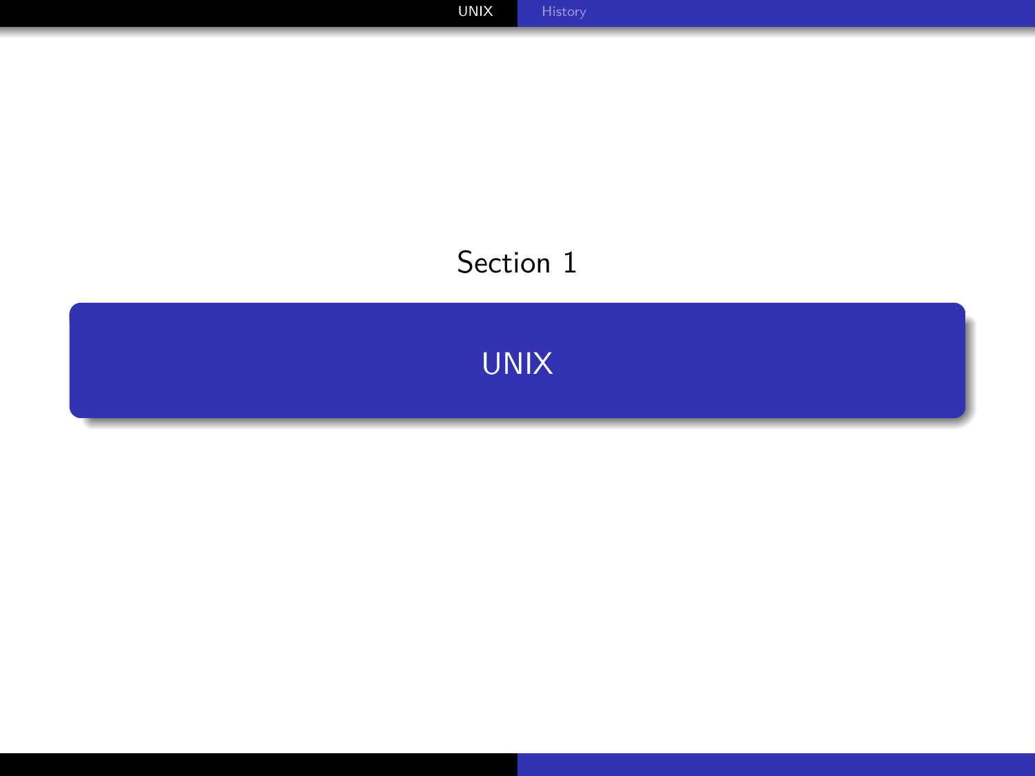Section 1

# UNIX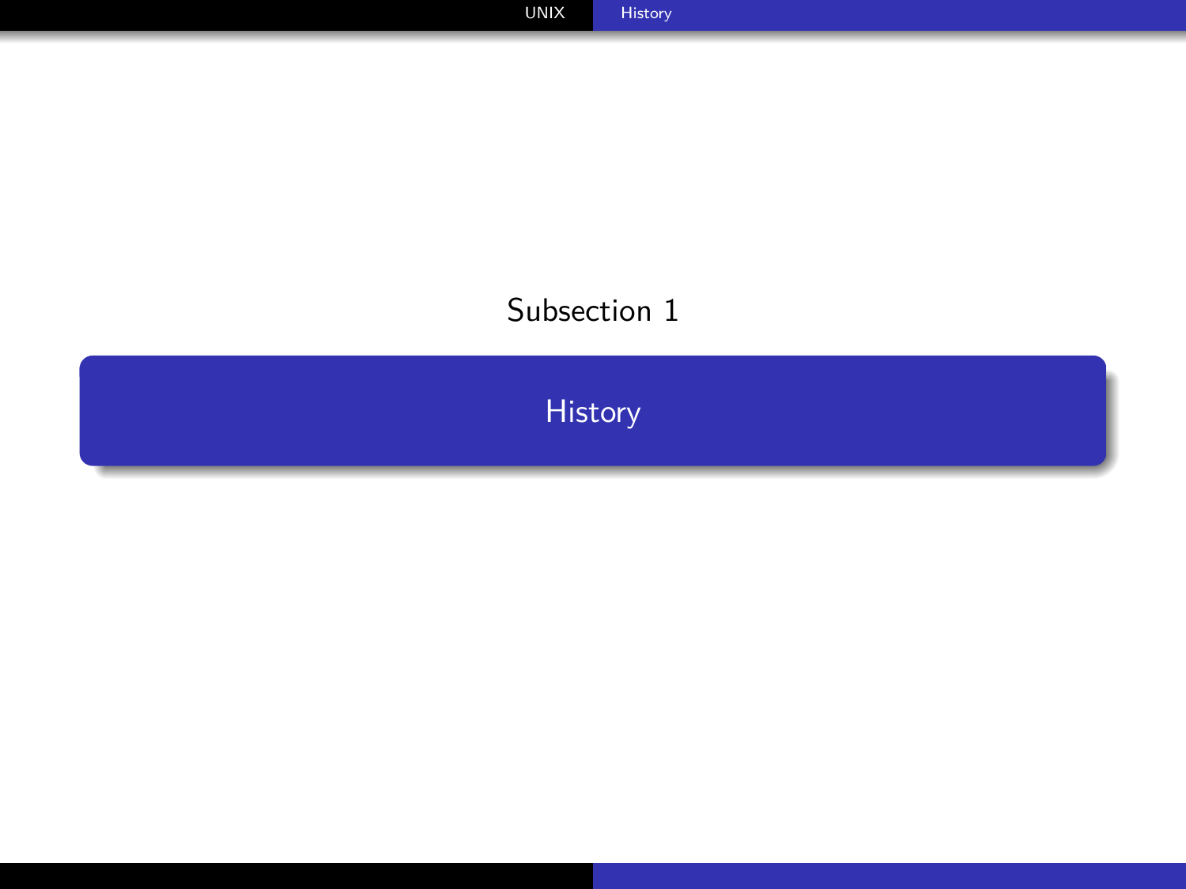Subsection 1

## History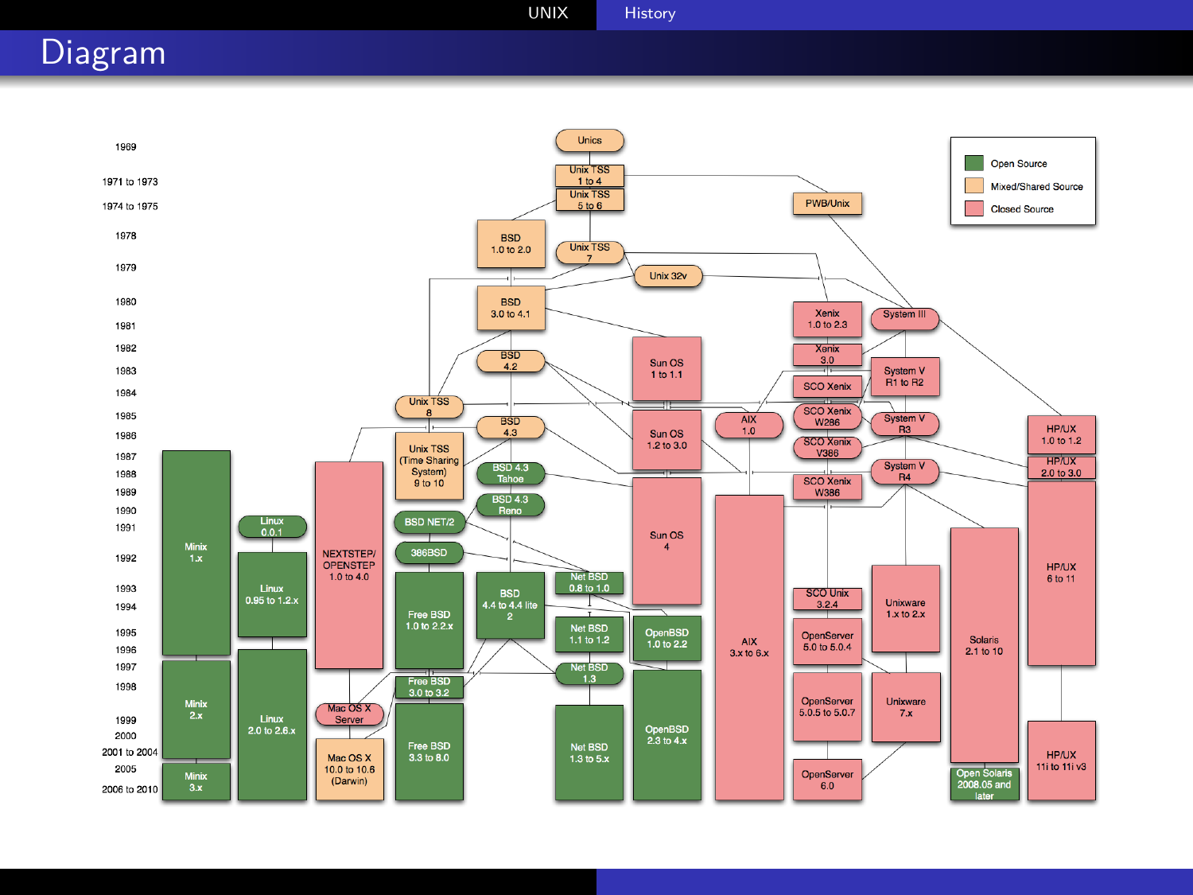# Diagram

Open Source
Mixed/Shared Source
Closed Source

1969 — Unics

1971 to 1973 — Unix TSS 1 to 4

1974 to 1975 — Unix TSS 5 to 6; PWB/Unix

1978 — BSD 1.0 to 2.0; Unix TSS 7

1979 — Unix 32v

1980 — BSD 3.0 to 4.1; Xenix 1.0 to 2.3; System III

1981

1982 — BSD 4.2; Sun OS 1 to 1.1; Xenix 3.0

1983 — System V R1 to R2

1984 — SCO Xenix

1985 — Unix TSS 8; AIX 1.0; SCO Xenix W286; System V R3

1986 — BSD 4.3; Sun OS 1.2 to 3.0; HP/UX 1.0 to 1.2

1987 — Minix 1.x; Unix TSS (Time Sharing System) 9 to 10; SCO Xenix V386

1988 — BSD 4.3 Tahoe; System V R4; HP/UX 2.0 to 3.0

1989 — SCO Xenix W386; Sun OS 4

1990 — BSD 4.3 Reno

1991 — Linux 0.0.1; BSD NET/2

1992 — NEXTSTEP/OPENSTEP 1.0 to 4.0; 386BSD; HP/UX 6 to 11

1993 — Linux 0.95 to 1.2.x; Free BSD 1.0 to 2.2.x; BSD 4.4 to 4.4 lite 2; Net BSD 0.8 to 1.0; SCO Unix 3.2.4; Unixware 1.x to 2.x

1994 — AIX 3.x to 6.x; Solaris 2.1 to 10

1995 — Net BSD 1.1 to 1.2; OpenBSD 1.0 to 2.2; OpenServer 5.0 to 5.0.4

1996

1997 — Minix 2.x; Linux 2.0 to 2.6.x; Net BSD 1.3

1998 — Free BSD 3.0 to 3.2; OpenServer 5.0.5 to 5.0.7; Unixware 7.x

1999 — Mac OS X Server; OpenBSD 2.3 to 4.x

2000

2001 to 2004 — Mac OS X 10.0 to 10.6 (Darwin); Free BSD 3.3 to 8.0; Net BSD 1.3 to 5.x; HP/UX 11i to 11i v3

2005 — Minix 3.x; OpenServer 6.0; Open Solaris 2008.05 and later

2006 to 2010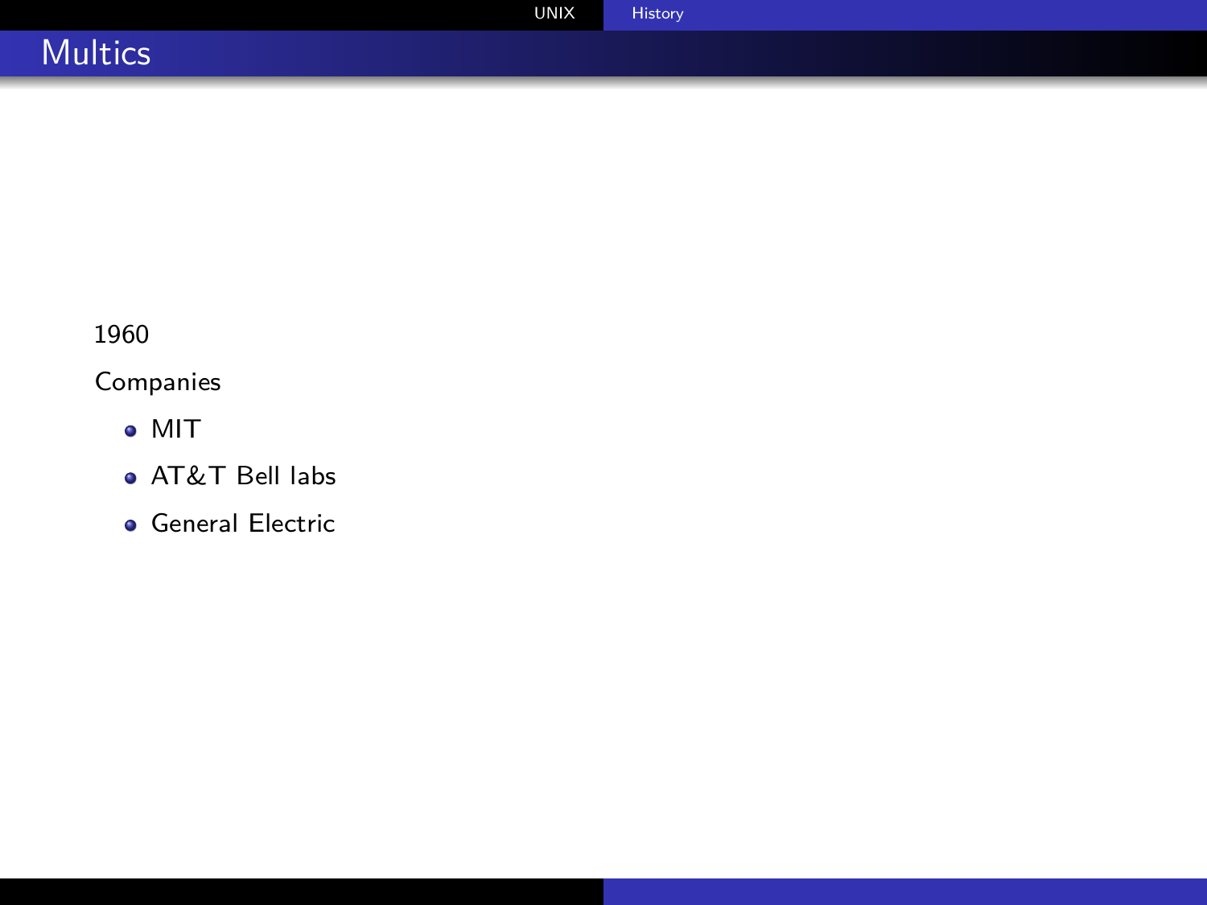## Multics

1960

Companies

- MIT
- AT&T Bell labs
- General Electric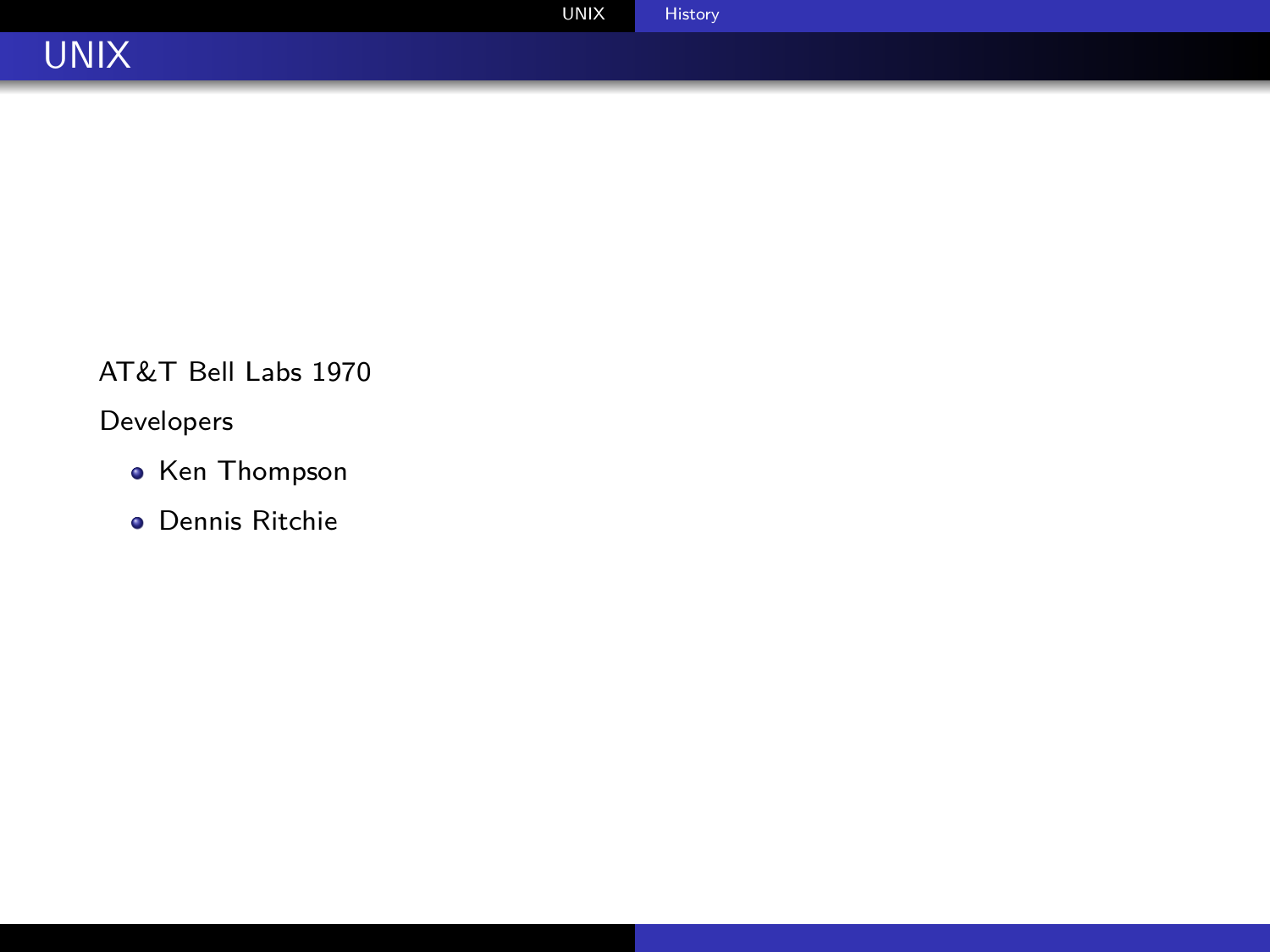# UNIX

AT&T Bell Labs 1970

Developers

- Ken Thompson
- Dennis Ritchie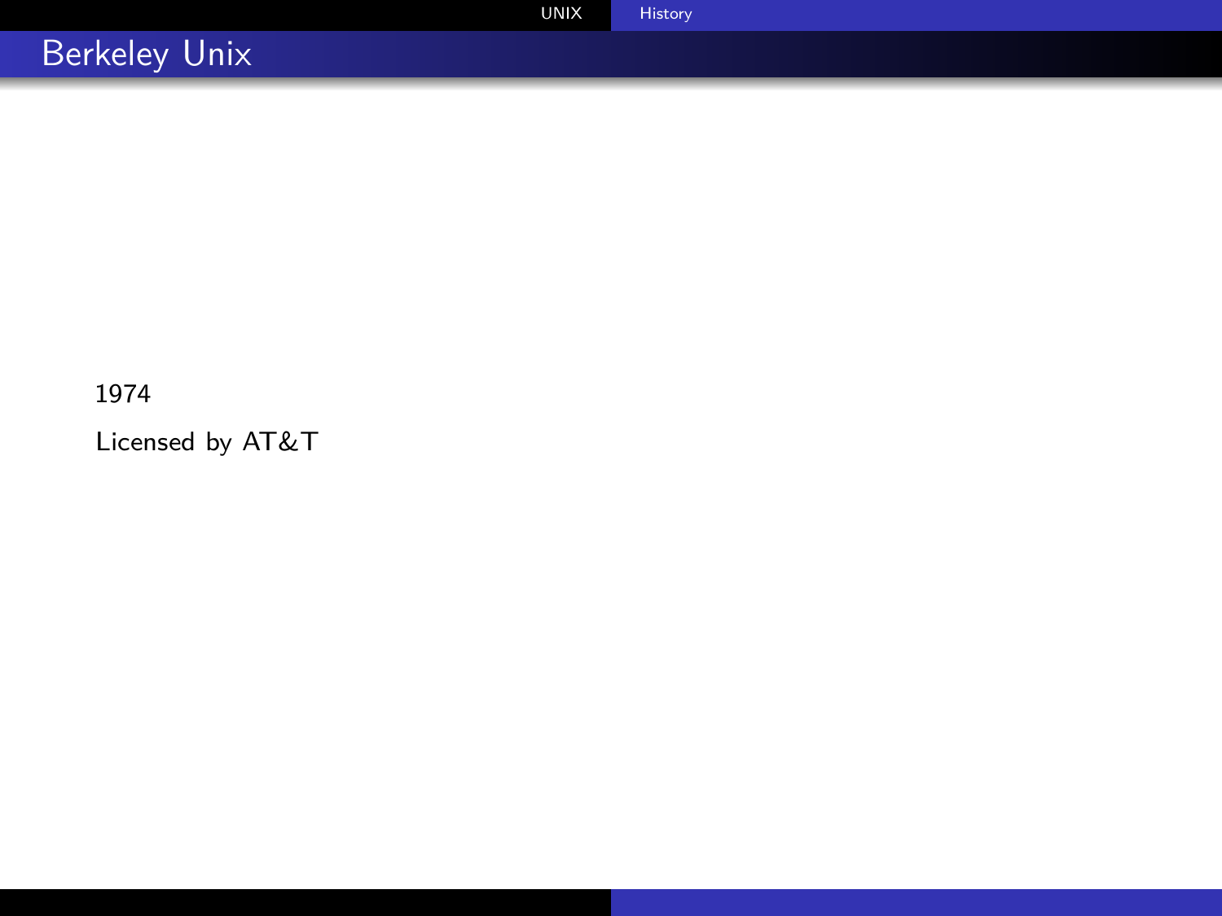# Berkeley Unix

1974

Licensed by AT&T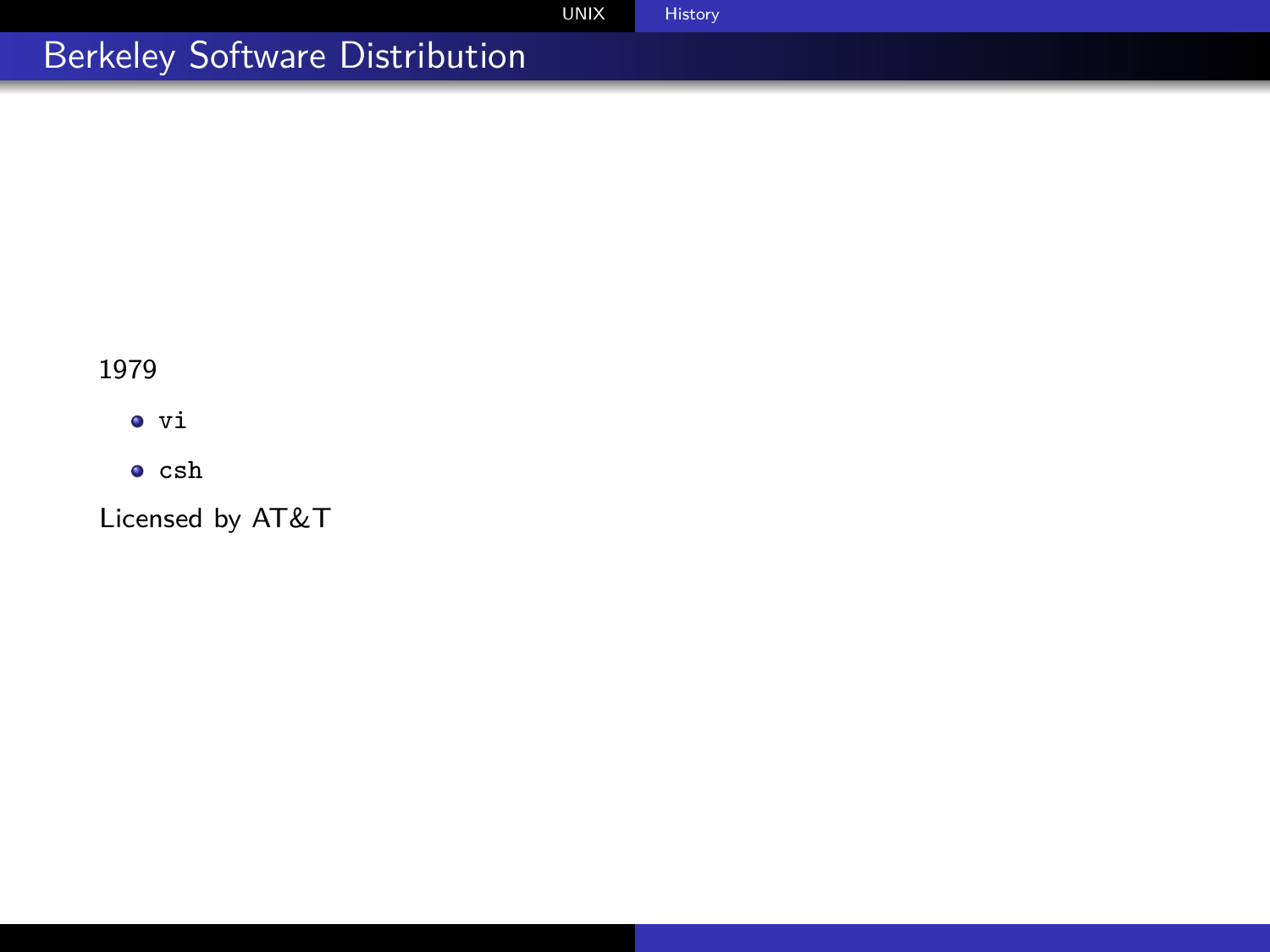# Berkeley Software Distribution

1979

- `vi`
- `csh`

Licensed by AT&T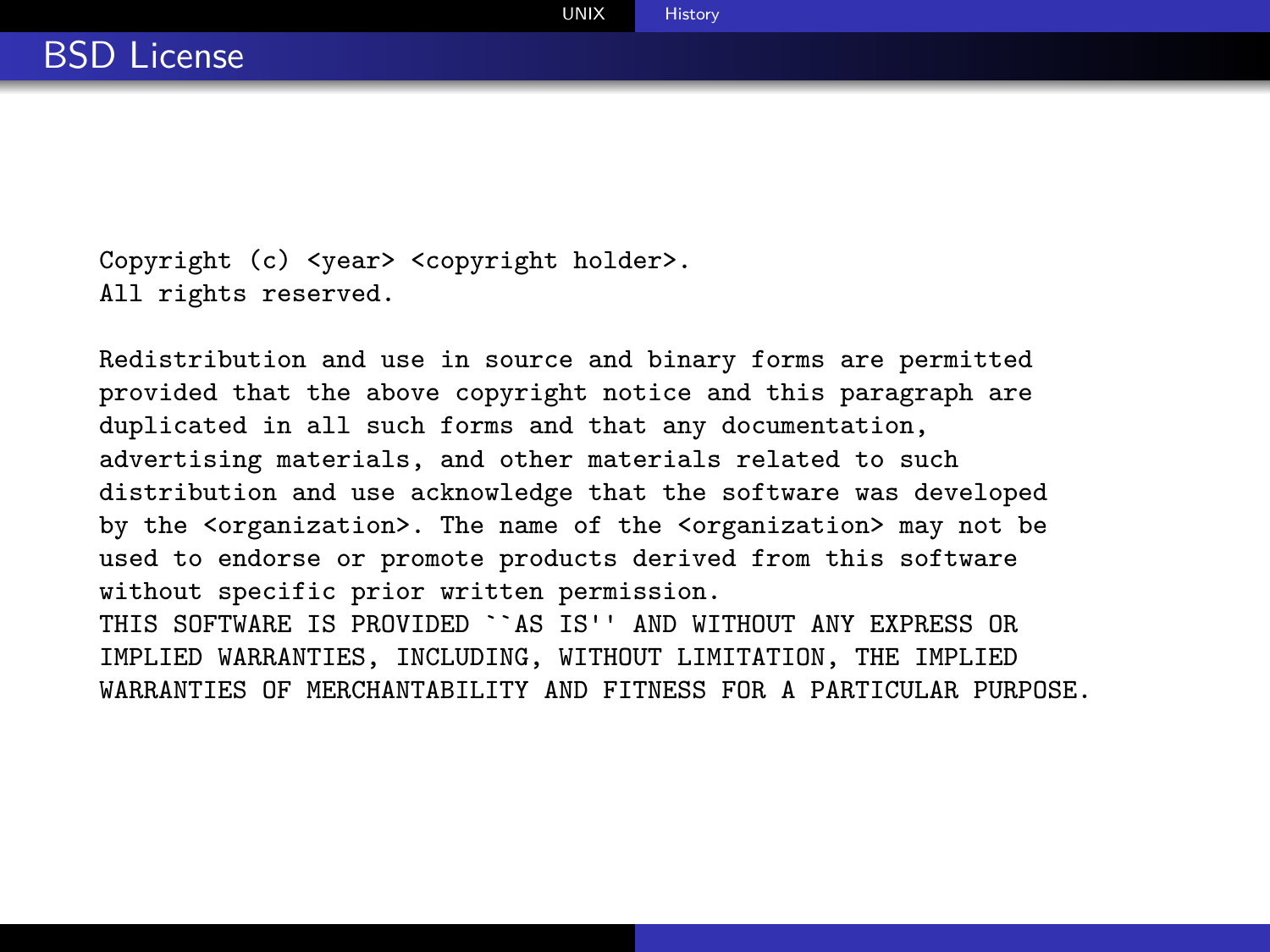## BSD License

```
Copyright (c) <year> <copyright holder>.
All rights reserved.

Redistribution and use in source and binary forms are permitted
provided that the above copyright notice and this paragraph are
duplicated in all such forms and that any documentation,
advertising materials, and other materials related to such
distribution and use acknowledge that the software was developed
by the <organization>. The name of the <organization> may not be
used to endorse or promote products derived from this software
without specific prior written permission.
THIS SOFTWARE IS PROVIDED ``AS IS'' AND WITHOUT ANY EXPRESS OR
IMPLIED WARRANTIES, INCLUDING, WITHOUT LIMITATION, THE IMPLIED
WARRANTIES OF MERCHANTABILITY AND FITNESS FOR A PARTICULAR PURPOSE.
```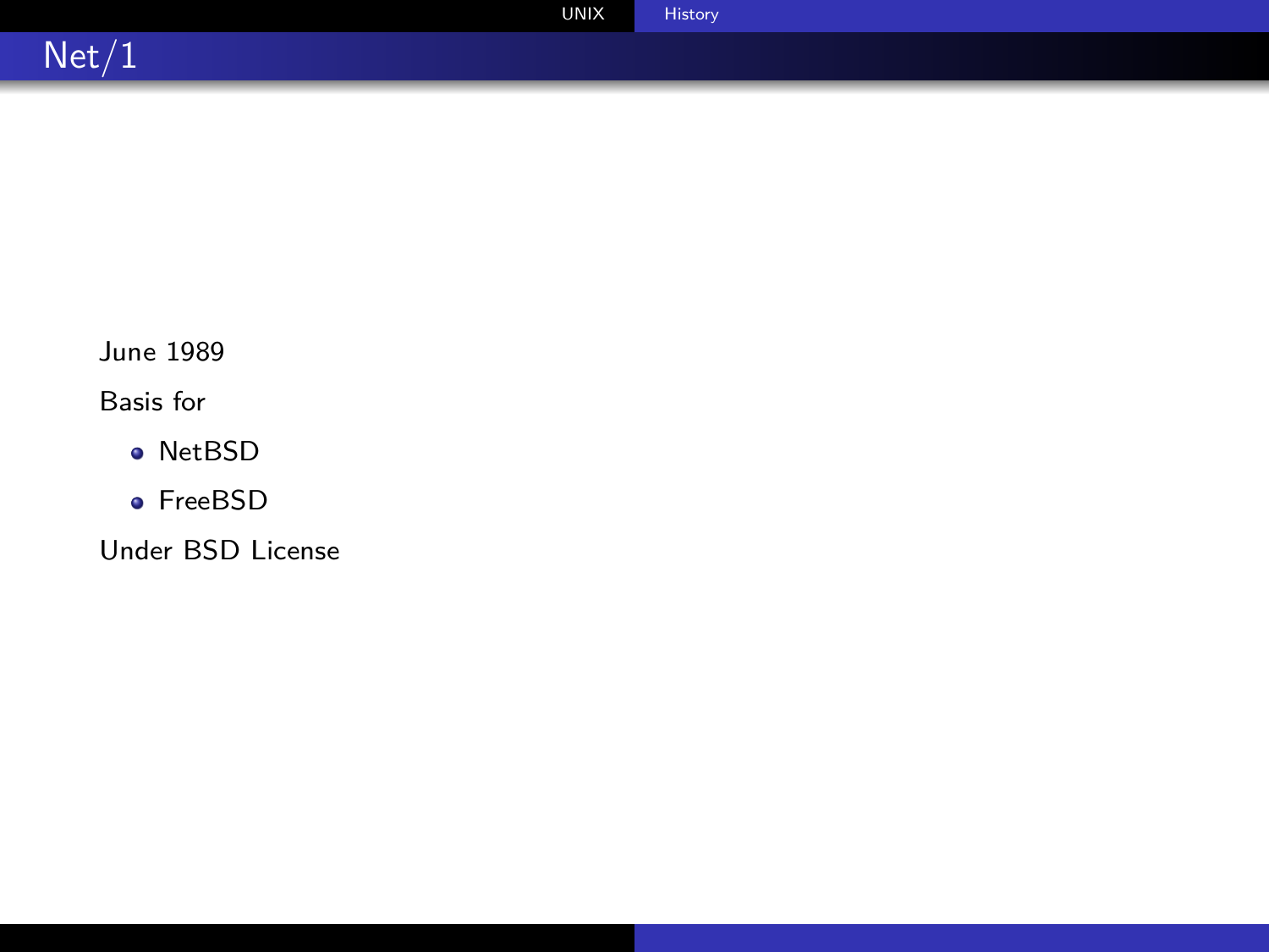# Net/1

June 1989

Basis for

- NetBSD
- FreeBSD

Under BSD License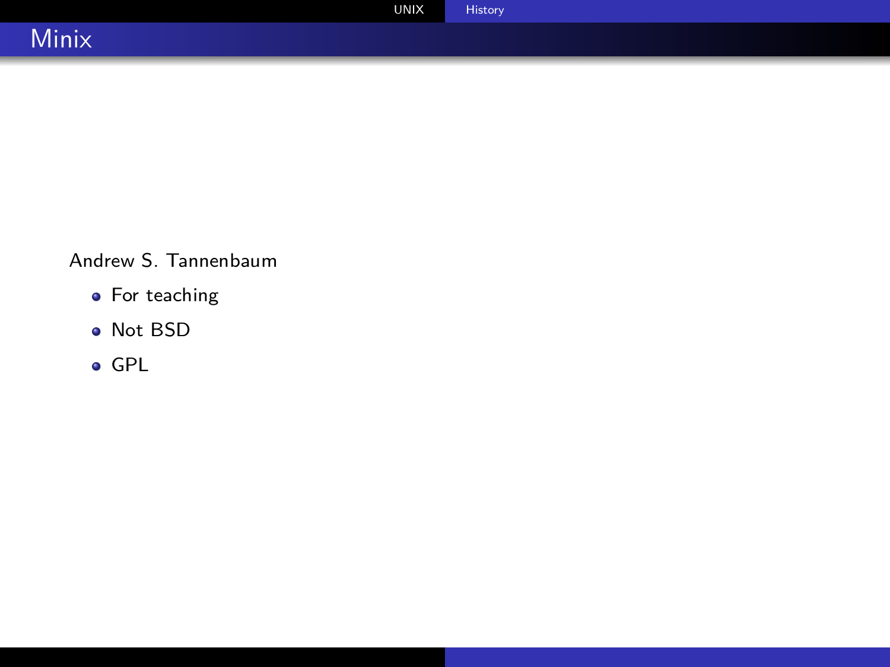# Minix

Andrew S. Tannenbaum

- For teaching
- Not BSD
- GPL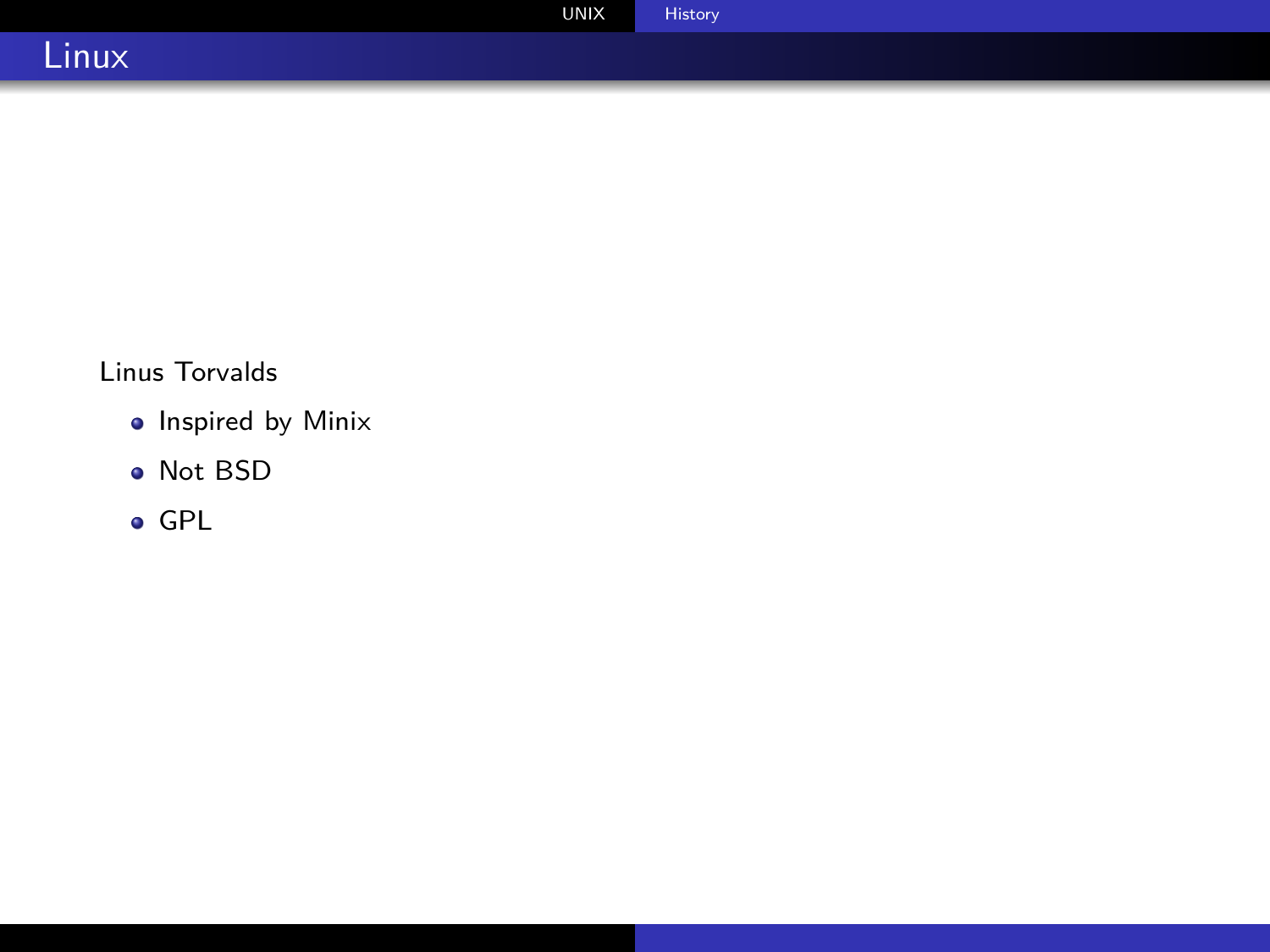# Linux

Linus Torvalds

- Inspired by Minix
- Not BSD
- GPL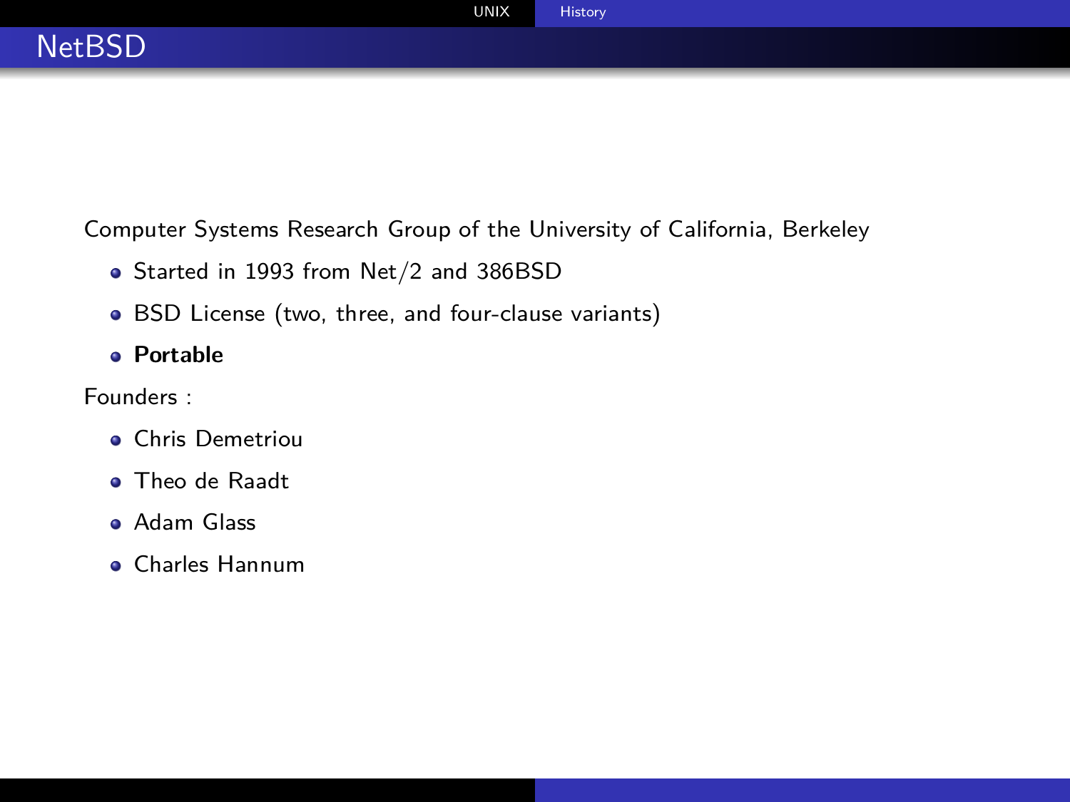# NetBSD

Computer Systems Research Group of the University of California, Berkeley

- Started in 1993 from Net/2 and 386BSD
- BSD License (two, three, and four-clause variants)
- **Portable**

Founders :

- Chris Demetriou
- Theo de Raadt
- Adam Glass
- Charles Hannum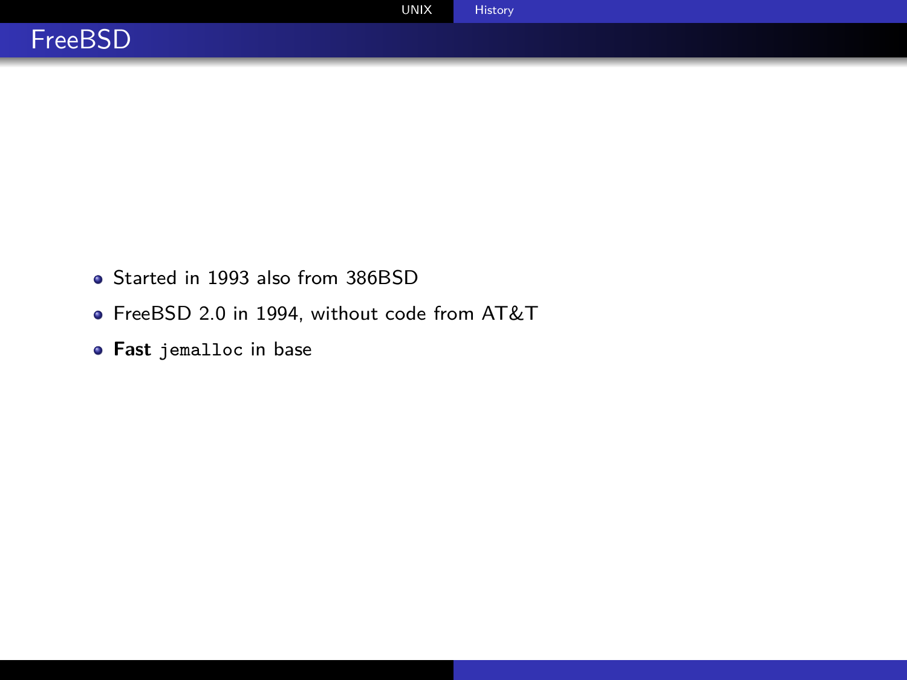# FreeBSD

- Started in 1993 also from 386BSD
- FreeBSD 2.0 in 1994, without code from AT&T
- **Fast** `jemalloc` in base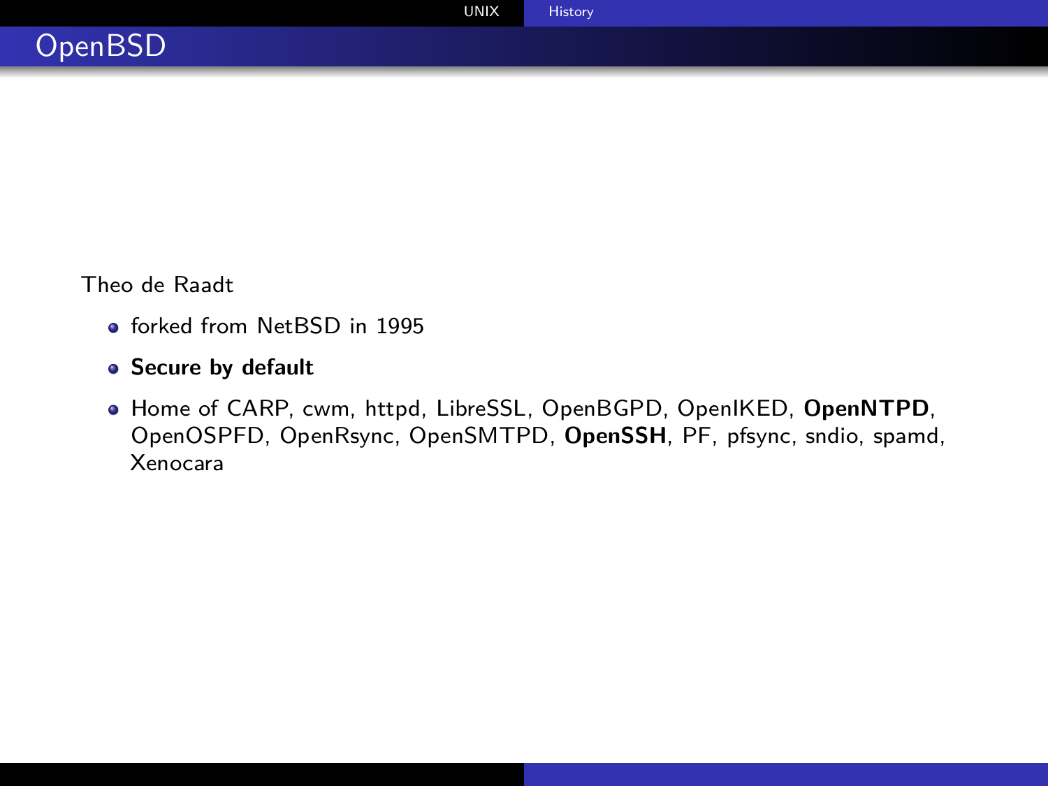# OpenBSD

Theo de Raadt

- forked from NetBSD in 1995
- **Secure by default**
- Home of CARP, cwm, httpd, LibreSSL, OpenBGPD, OpenIKED, **OpenNTPD**, OpenOSPFD, OpenRsync, OpenSMTPD, **OpenSSH**, PF, pfsync, sndio, spamd, Xenocara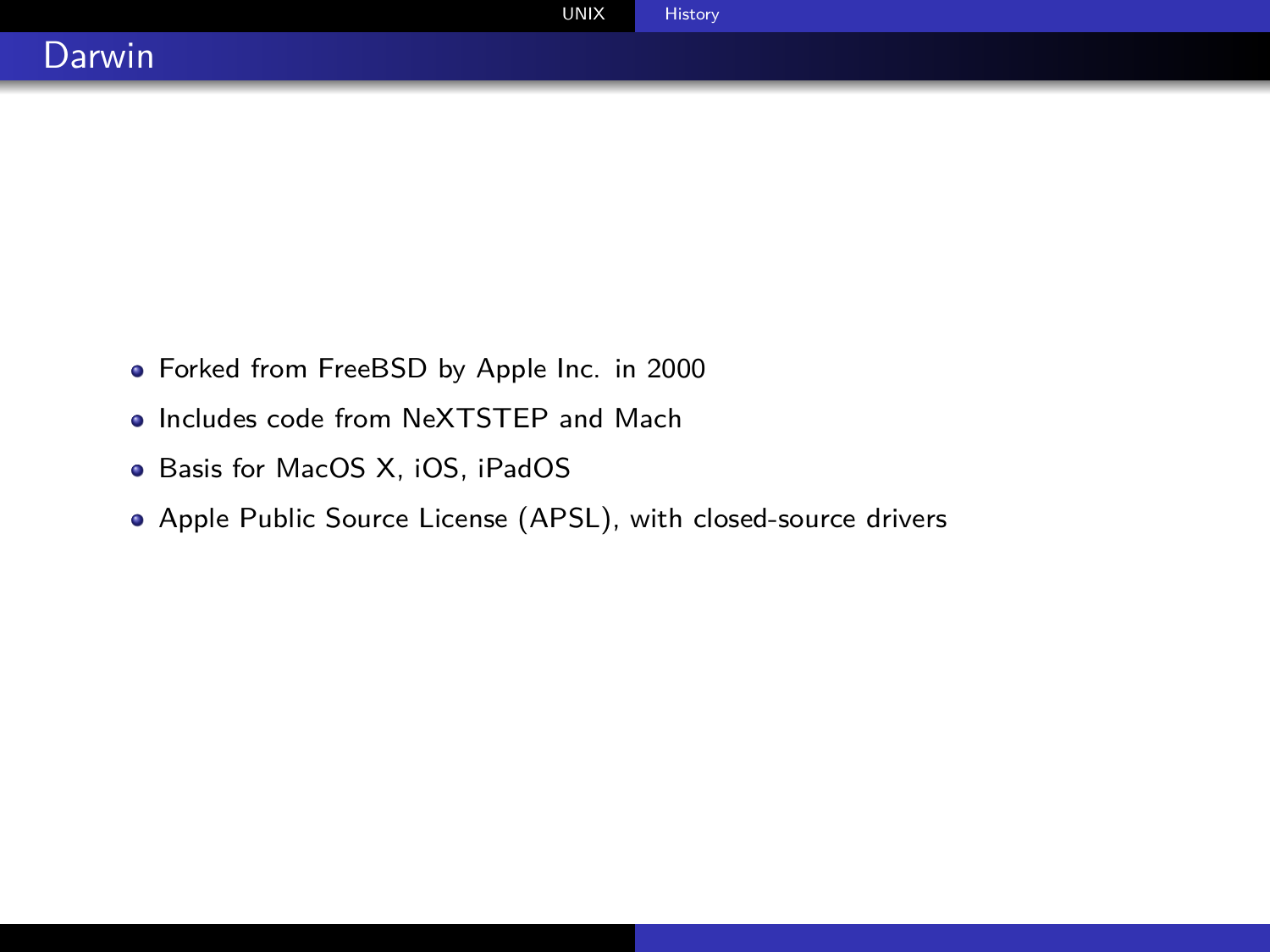# Darwin

- Forked from FreeBSD by Apple Inc. in 2000
- Includes code from NeXTSTEP and Mach
- Basis for MacOS X, iOS, iPadOS
- Apple Public Source License (APSL), with closed-source drivers